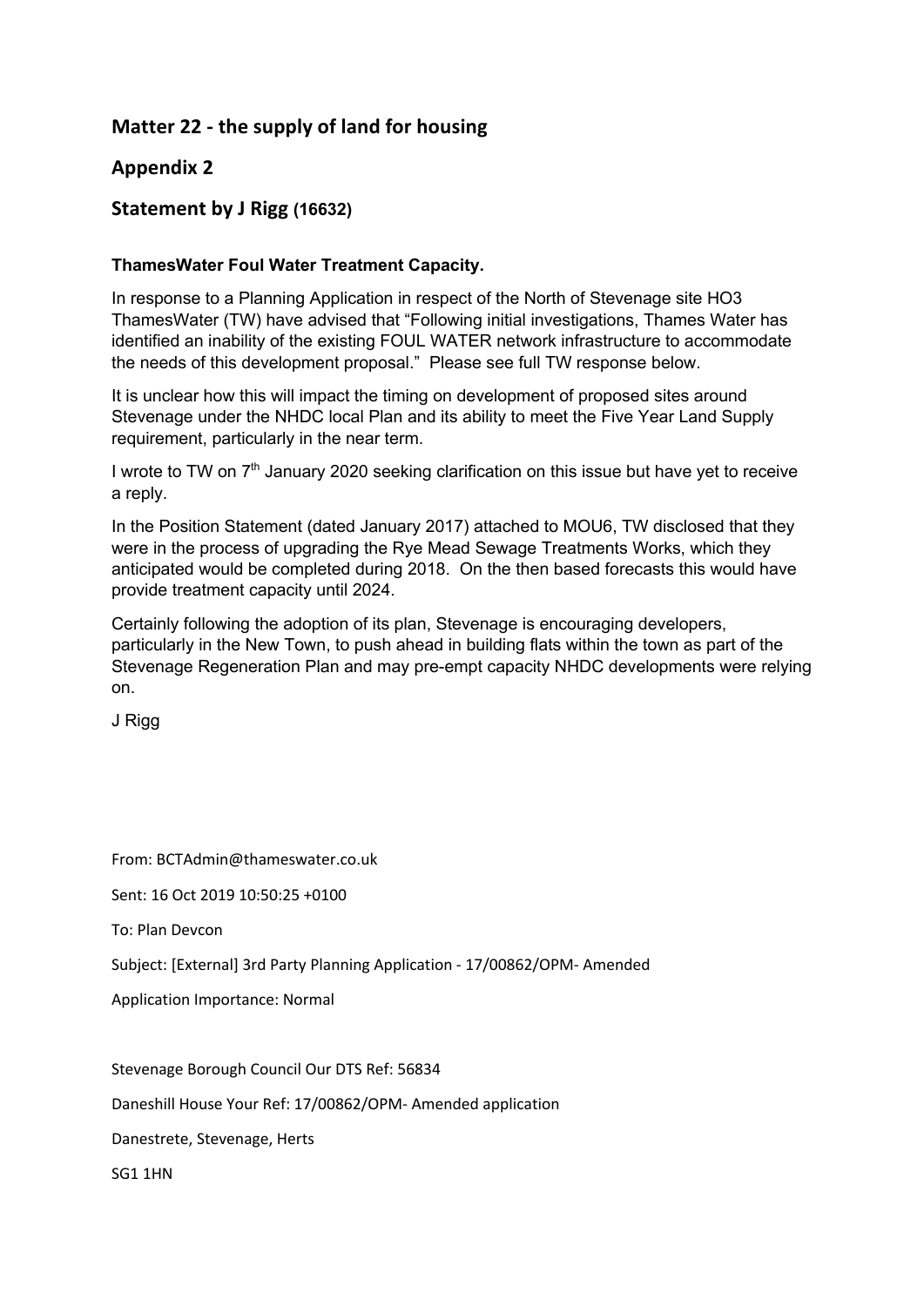## Matter 22 - the supply of land for housing

## Appendix 2

## Statement by J Rigg (16632)

**ThamesWater Foul Water Treatment Capacity.**

In response to a Planning Application in respect of the North of Stevenage site HO3 ThamesWater (TW) have advised that "Following initial investigations, Thames Water has identified an inability of the existing FOUL WATER network infrastructure to accommodate the needs of this development proposal." Please see full TW response below.

It is unclear how this will impact the timing on development of proposed sites around Stevenage under the NHDC local Plan and its ability to meet the Five Year Land Supply requirement, particularly in the near term.

I wrote to TW on 7th January 2020 seeking clarification on this issue but have yet to receive a reply.

In the Position Statement (dated January 2017) attached to MOU6, TW disclosed that they were in the process of upgrading the Rye Mead Sewage Treatments Works, which they anticipated would be completed during 2018. On the then based forecasts this would have provide treatment capacity until 2024.

Certainly following the adoption of its plan, Stevenage is encouraging developers, particularly in the New Town, to push ahead in building flats within the town as part of the Stevenage Regeneration Plan and may pre-empt capacity NHDC developments were relying on.

J Rigg

From: BCTAdmin@thameswater.co.uk

Sent: 16 Oct 2019 10:50:25 +0100

To: Plan Devcon

Subject: [External] 3rd Party Planning Application - 17/00862/OPM- Amended

Application Importance: Normal

Stevenage Borough Council Our DTS Ref: 56834

Daneshill House Your Ref: 17/00862/OPM- Amended application

Danestrete, Stevenage, Herts

SG1 1HN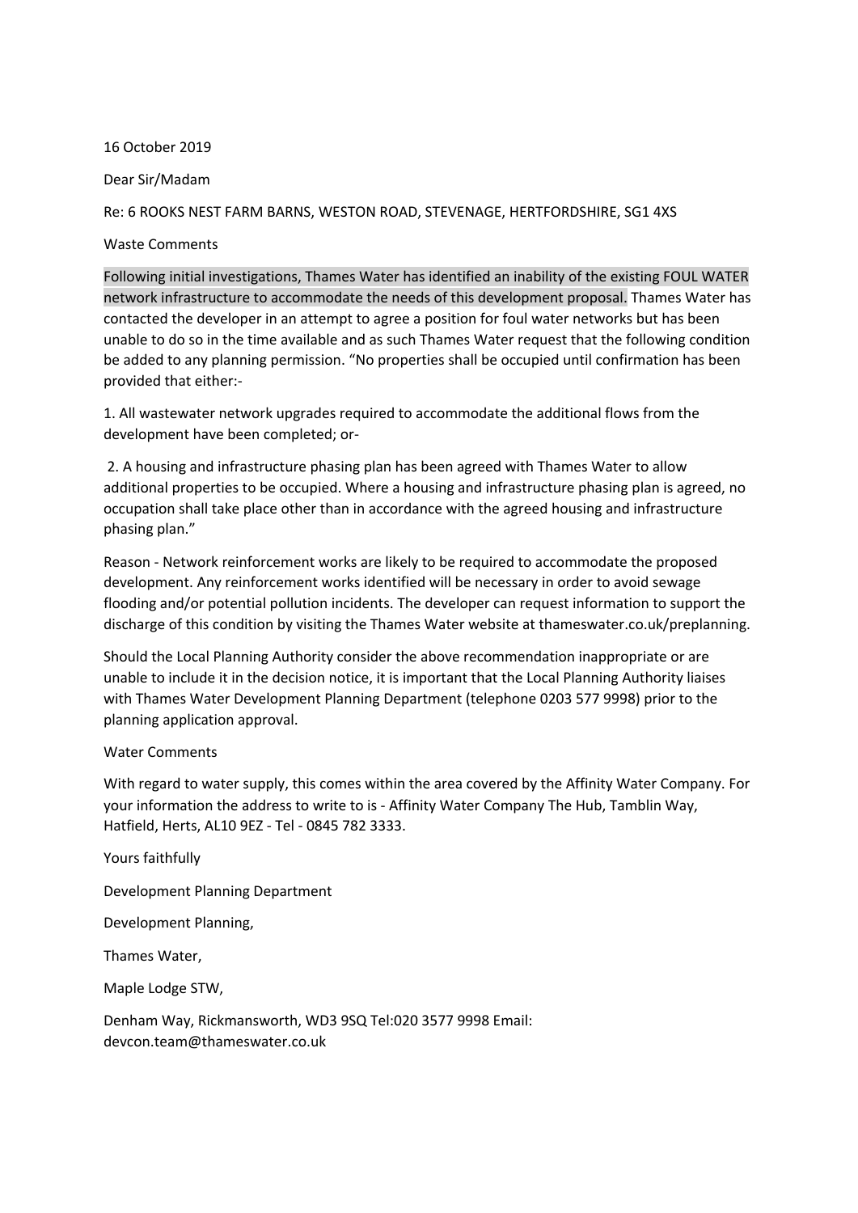16 October 2019

Dear Sir/Madam

Re: 6 ROOKS NEST FARM BARNS, WESTON ROAD, STEVENAGE, HERTFORDSHIRE, SG1 4XS

Waste Comments

Following initial investigations, Thames Water has identified an inability of the existing FOUL WATER network infrastructure to accommodate the needs of this development proposal. Thames Water has contacted the developer in an attempt to agree a position for foul water networks but has been unable to do so in the time available and as such Thames Water request that the following condition be added to any planning permission. "No properties shall be occupied until confirmation has been provided that either:-

1. All wastewater network upgrades required to accommodate the additional flows from the development have been completed; or-

2. A housing and infrastructure phasing plan has been agreed with Thames Water to allow additional properties to be occupied. Where a housing and infrastructure phasing plan is agreed, no occupation shall take place other than in accordance with the agreed housing and infrastructure phasing plan."

Reason - Network reinforcement works are likely to be required to accommodate the proposed development. Any reinforcement works identified will be necessary in order to avoid sewage flooding and/or potential pollution incidents. The developer can request information to support the discharge of this condition by visiting the Thames Water website at thameswater.co.uk/preplanning.

Should the Local Planning Authority consider the above recommendation inappropriate or are unable to include it in the decision notice, it is important that the Local Planning Authority liaises with Thames Water Development Planning Department (telephone 0203 577 9998) prior to the planning application approval.

Water Comments

With regard to water supply, this comes within the area covered by the Affinity Water Company. For your information the address to write to is - Affinity Water Company The Hub, Tamblin Way, Hatfield, Herts, AL10 9EZ - Tel - 0845 782 3333.

Yours faithfully

Development Planning Department

Development Planning,

Thames Water,

Maple Lodge STW,

Denham Way, Rickmansworth, WD3 9SQ Tel:020 3577 9998 Email: devcon.team@thameswater.co.uk